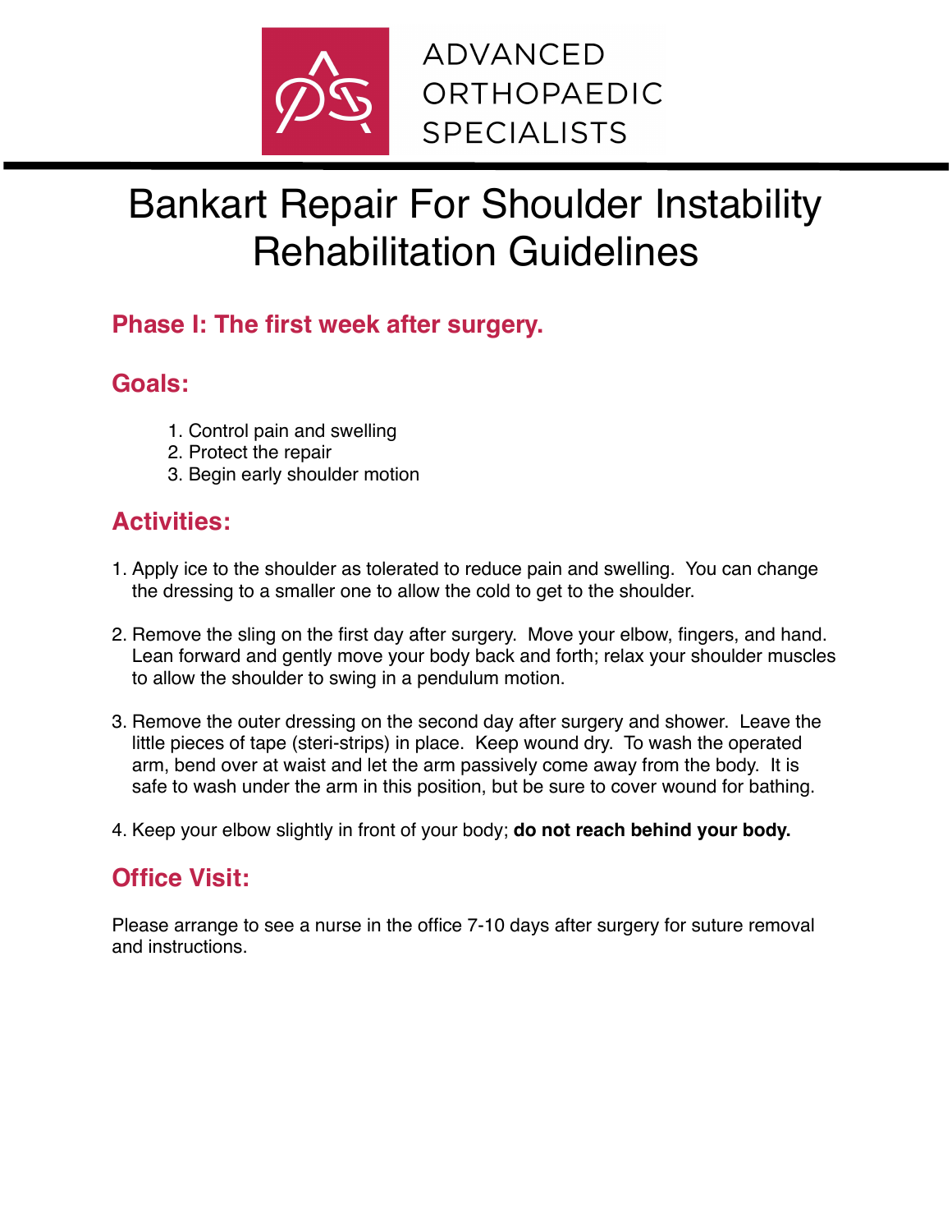ADVANCED ORTHOPAEDIC SPECIALISTS

# Bankart Repair For Shoulder Instability Rehabilitation Guidelines

## Phase I: The first week after surgery.

## Goals:

1. Control pain and swelling
2. Protect the repair
3. Begin early shoulder motion

## Activities:

1. Apply ice to the shoulder as tolerated to reduce pain and swelling. You can change the dressing to a smaller one to allow the cold to get to the shoulder.

2. Remove the sling on the first day after surgery. Move your elbow, fingers, and hand. Lean forward and gently move your body back and forth; relax your shoulder muscles to allow the shoulder to swing in a pendulum motion.

3. Remove the outer dressing on the second day after surgery and shower. Leave the little pieces of tape (steri-strips) in place. Keep wound dry. To wash the operated arm, bend over at waist and let the arm passively come away from the body. It is safe to wash under the arm in this position, but be sure to cover wound for bathing.

4. Keep your elbow slightly in front of your body; **do not reach behind your body.**

## Office Visit:

Please arrange to see a nurse in the office 7-10 days after surgery for suture removal and instructions.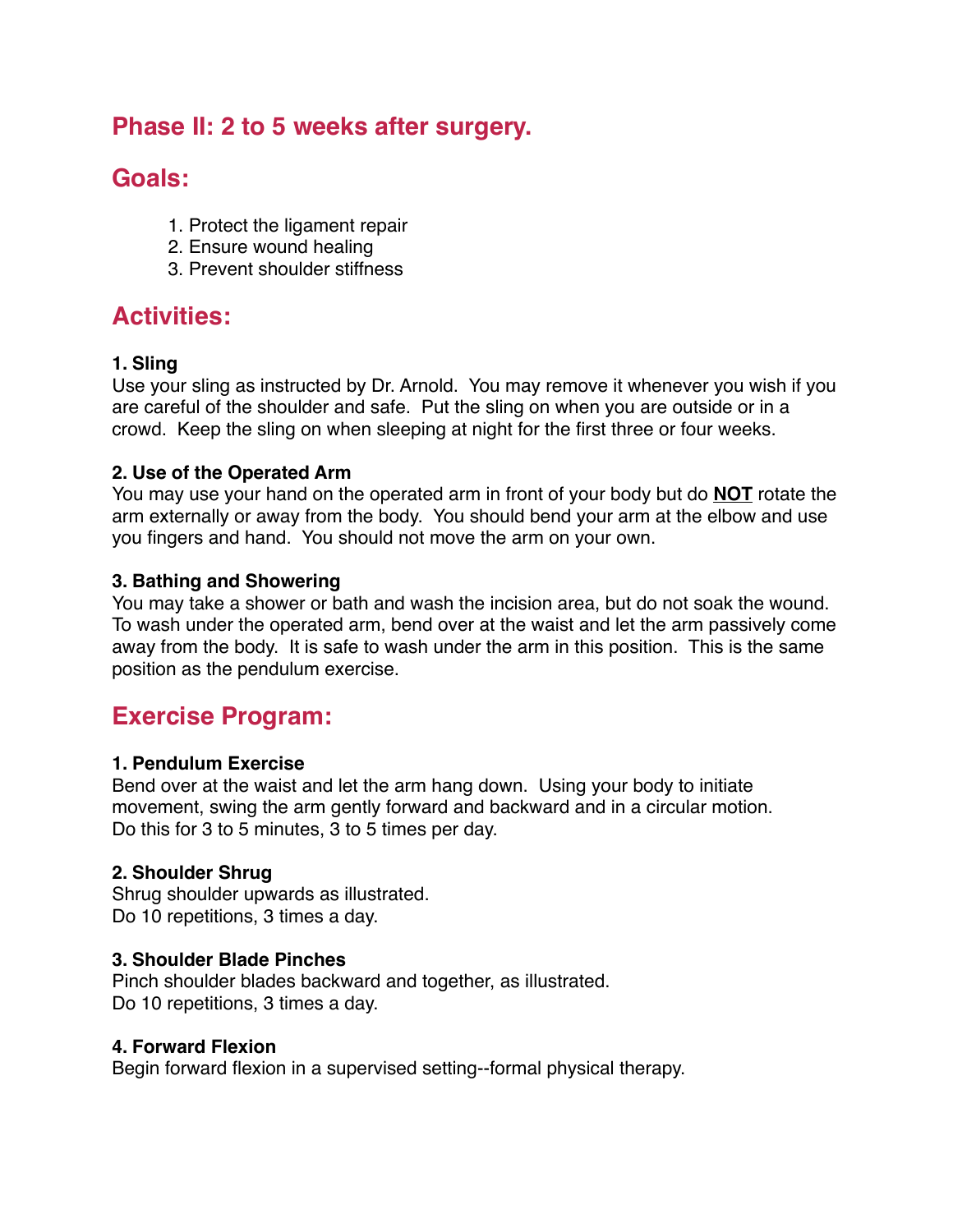## Phase II: 2 to 5 weeks after surgery.

## Goals:

1. Protect the ligament repair
2. Ensure wound healing
3. Prevent shoulder stiffness

## Activities:

**1. Sling**

Use your sling as instructed by Dr. Arnold. You may remove it whenever you wish if you are careful of the shoulder and safe. Put the sling on when you are outside or in a crowd. Keep the sling on when sleeping at night for the first three or four weeks.

**2. Use of the Operated Arm**

You may use your hand on the operated arm in front of your body but do **NOT** rotate the arm externally or away from the body. You should bend your arm at the elbow and use you fingers and hand. You should not move the arm on your own.

**3. Bathing and Showering**

You may take a shower or bath and wash the incision area, but do not soak the wound. To wash under the operated arm, bend over at the waist and let the arm passively come away from the body. It is safe to wash under the arm in this position. This is the same position as the pendulum exercise.

## Exercise Program:

**1. Pendulum Exercise**

Bend over at the waist and let the arm hang down. Using your body to initiate movement, swing the arm gently forward and backward and in a circular motion.
Do this for 3 to 5 minutes, 3 to 5 times per day.

**2. Shoulder Shrug**

Shrug shoulder upwards as illustrated.
Do 10 repetitions, 3 times a day.

**3. Shoulder Blade Pinches**

Pinch shoulder blades backward and together, as illustrated.
Do 10 repetitions, 3 times a day.

**4. Forward Flexion**

Begin forward flexion in a supervised setting--formal physical therapy.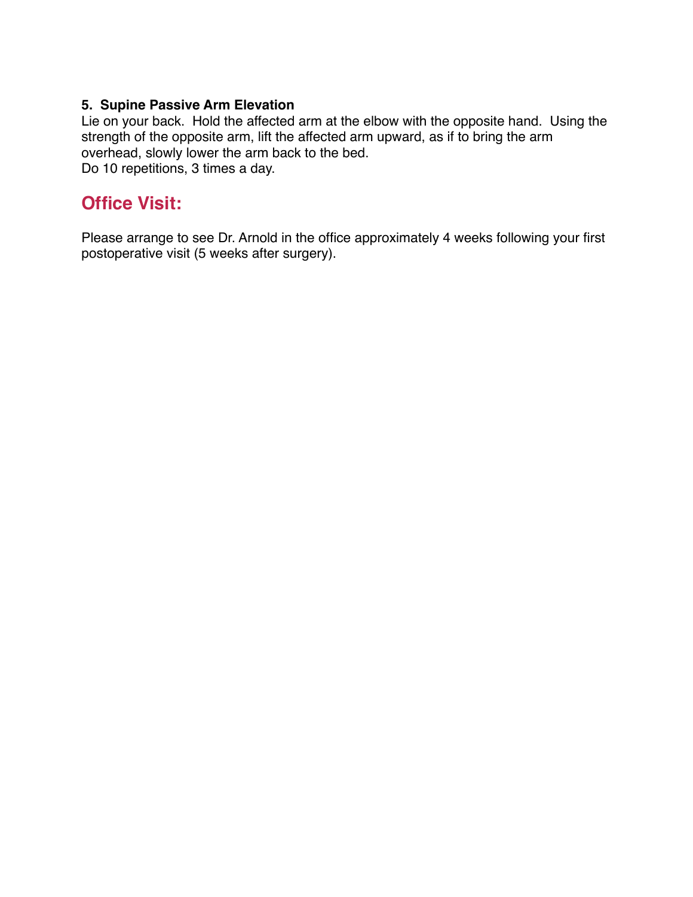**5. Supine Passive Arm Elevation**

Lie on your back. Hold the affected arm at the elbow with the opposite hand. Using the strength of the opposite arm, lift the affected arm upward, as if to bring the arm overhead, slowly lower the arm back to the bed.

Do 10 repetitions, 3 times a day.

## Office Visit:

Please arrange to see Dr. Arnold in the office approximately 4 weeks following your first postoperative visit (5 weeks after surgery).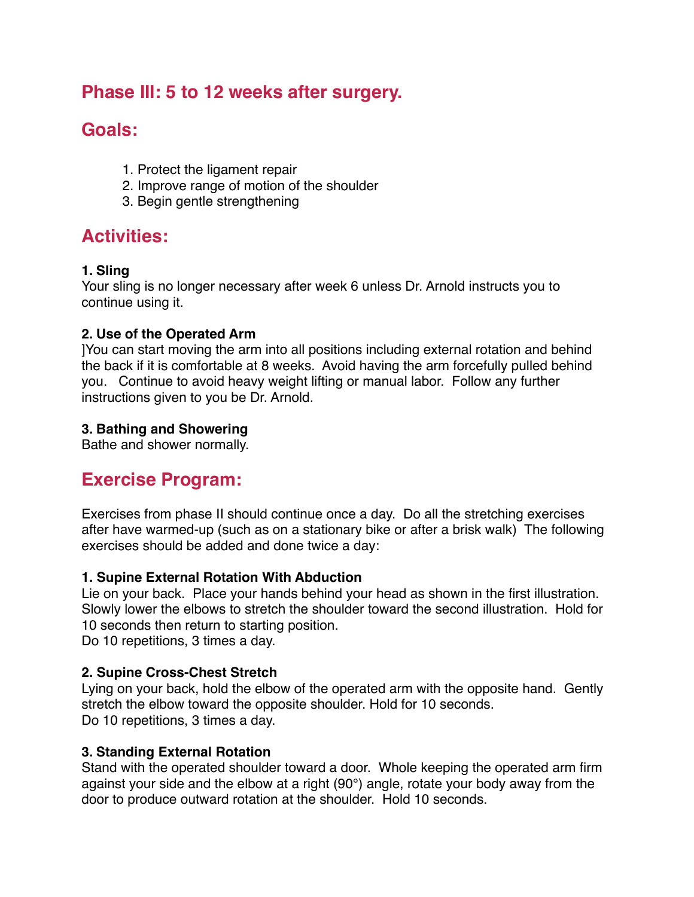## Phase III: 5 to 12 weeks after surgery.

## Goals:

1. Protect the ligament repair
2. Improve range of motion of the shoulder
3. Begin gentle strengthening

## Activities:

**1. Sling**

Your sling is no longer necessary after week 6 unless Dr. Arnold instructs you to continue using it.

**2. Use of the Operated Arm**

]You can start moving the arm into all positions including external rotation and behind the back if it is comfortable at 8 weeks. Avoid having the arm forcefully pulled behind you. Continue to avoid heavy weight lifting or manual labor. Follow any further instructions given to you be Dr. Arnold.

**3. Bathing and Showering**

Bathe and shower normally.

## Exercise Program:

Exercises from phase II should continue once a day. Do all the stretching exercises after have warmed-up (such as on a stationary bike or after a brisk walk) The following exercises should be added and done twice a day:

**1. Supine External Rotation With Abduction**

Lie on your back. Place your hands behind your head as shown in the first illustration. Slowly lower the elbows to stretch the shoulder toward the second illustration. Hold for 10 seconds then return to starting position.
Do 10 repetitions, 3 times a day.

**2. Supine Cross-Chest Stretch**

Lying on your back, hold the elbow of the operated arm with the opposite hand. Gently stretch the elbow toward the opposite shoulder. Hold for 10 seconds.
Do 10 repetitions, 3 times a day.

**3. Standing External Rotation**

Stand with the operated shoulder toward a door. Whole keeping the operated arm firm against your side and the elbow at a right (90°) angle, rotate your body away from the door to produce outward rotation at the shoulder. Hold 10 seconds.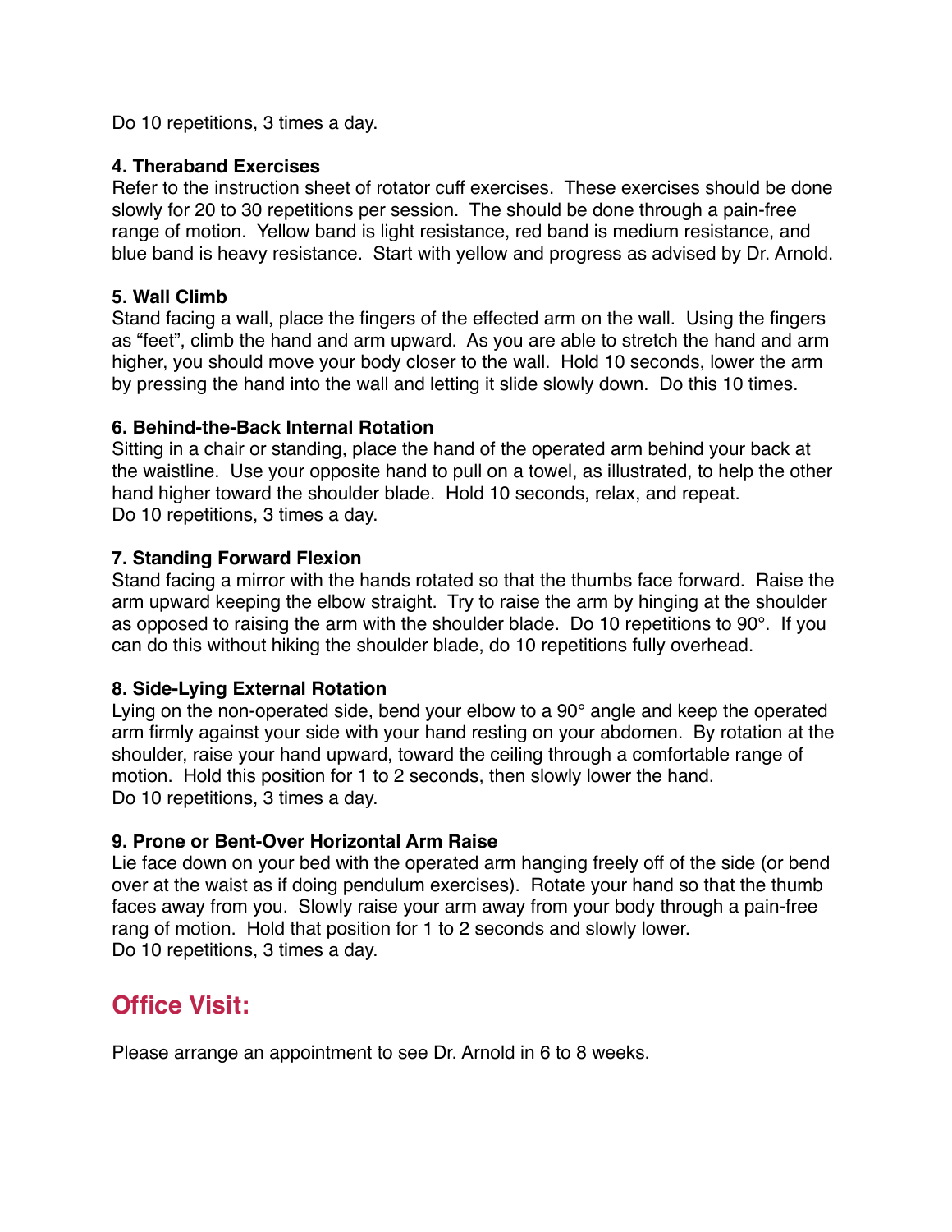Do 10 repetitions, 3 times a day.

**4. Theraband Exercises**

Refer to the instruction sheet of rotator cuff exercises. These exercises should be done slowly for 20 to 30 repetitions per session. The should be done through a pain-free range of motion. Yellow band is light resistance, red band is medium resistance, and blue band is heavy resistance. Start with yellow and progress as advised by Dr. Arnold.

**5. Wall Climb**

Stand facing a wall, place the fingers of the effected arm on the wall. Using the fingers as “feet”, climb the hand and arm upward. As you are able to stretch the hand and arm higher, you should move your body closer to the wall. Hold 10 seconds, lower the arm by pressing the hand into the wall and letting it slide slowly down. Do this 10 times.

**6. Behind-the-Back Internal Rotation**

Sitting in a chair or standing, place the hand of the operated arm behind your back at the waistline. Use your opposite hand to pull on a towel, as illustrated, to help the other hand higher toward the shoulder blade. Hold 10 seconds, relax, and repeat.
Do 10 repetitions, 3 times a day.

**7. Standing Forward Flexion**

Stand facing a mirror with the hands rotated so that the thumbs face forward. Raise the arm upward keeping the elbow straight. Try to raise the arm by hinging at the shoulder as opposed to raising the arm with the shoulder blade. Do 10 repetitions to 90°. If you can do this without hiking the shoulder blade, do 10 repetitions fully overhead.

**8. Side-Lying External Rotation**

Lying on the non-operated side, bend your elbow to a 90° angle and keep the operated arm firmly against your side with your hand resting on your abdomen. By rotation at the shoulder, raise your hand upward, toward the ceiling through a comfortable range of motion. Hold this position for 1 to 2 seconds, then slowly lower the hand.
Do 10 repetitions, 3 times a day.

**9. Prone or Bent-Over Horizontal Arm Raise**

Lie face down on your bed with the operated arm hanging freely off of the side (or bend over at the waist as if doing pendulum exercises). Rotate your hand so that the thumb faces away from you. Slowly raise your arm away from your body through a pain-free rang of motion. Hold that position for 1 to 2 seconds and slowly lower.
Do 10 repetitions, 3 times a day.

## Office Visit:

Please arrange an appointment to see Dr. Arnold in 6 to 8 weeks.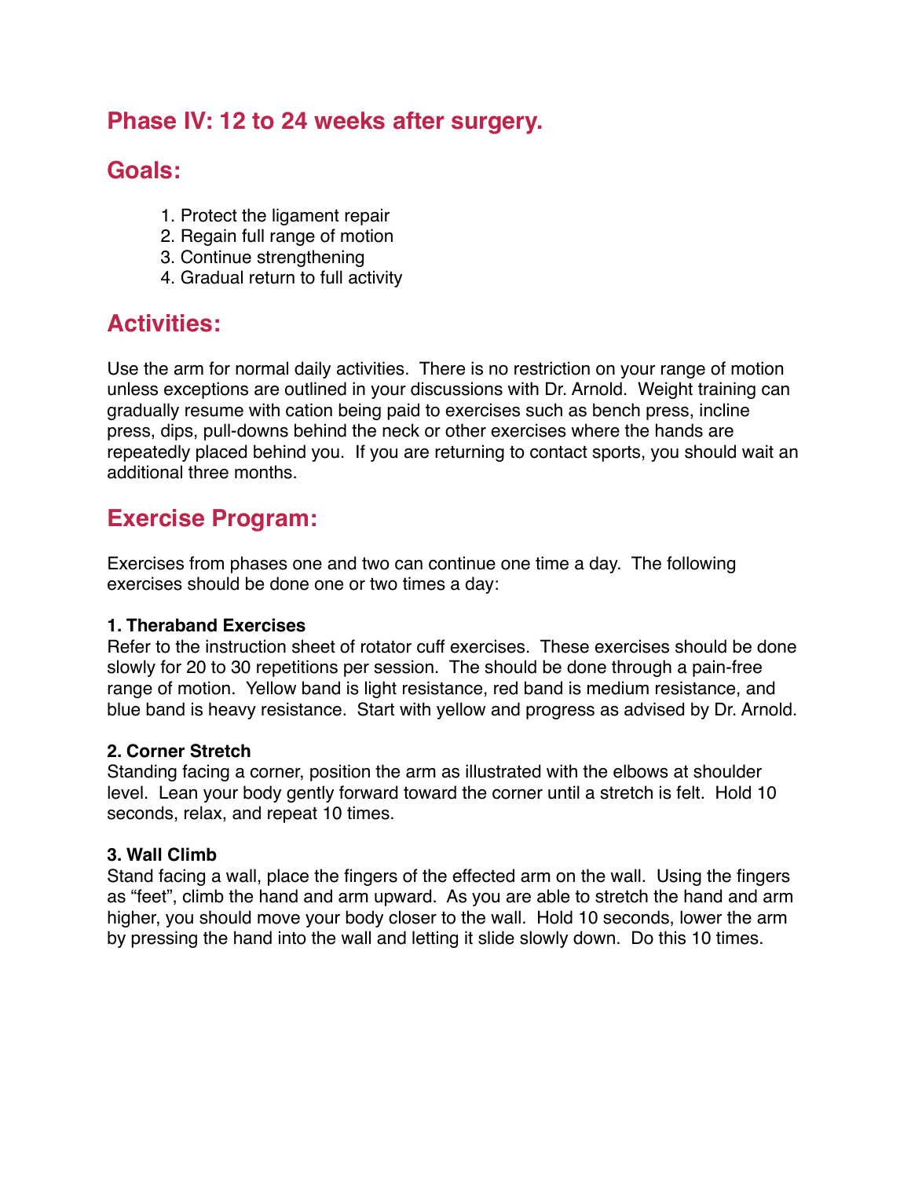## Phase IV: 12 to 24 weeks after surgery.

## Goals:

1. Protect the ligament repair
2. Regain full range of motion
3. Continue strengthening
4. Gradual return to full activity

## Activities:

Use the arm for normal daily activities. There is no restriction on your range of motion unless exceptions are outlined in your discussions with Dr. Arnold. Weight training can gradually resume with cation being paid to exercises such as bench press, incline press, dips, pull-downs behind the neck or other exercises where the hands are repeatedly placed behind you. If you are returning to contact sports, you should wait an additional three months.

## Exercise Program:

Exercises from phases one and two can continue one time a day. The following exercises should be done one or two times a day:

**1. Theraband Exercises**
Refer to the instruction sheet of rotator cuff exercises. These exercises should be done slowly for 20 to 30 repetitions per session. The should be done through a pain-free range of motion. Yellow band is light resistance, red band is medium resistance, and blue band is heavy resistance. Start with yellow and progress as advised by Dr. Arnold.

**2. Corner Stretch**
Standing facing a corner, position the arm as illustrated with the elbows at shoulder level. Lean your body gently forward toward the corner until a stretch is felt. Hold 10 seconds, relax, and repeat 10 times.

**3. Wall Climb**
Stand facing a wall, place the fingers of the effected arm on the wall. Using the fingers as "feet", climb the hand and arm upward. As you are able to stretch the hand and arm higher, you should move your body closer to the wall. Hold 10 seconds, lower the arm by pressing the hand into the wall and letting it slide slowly down. Do this 10 times.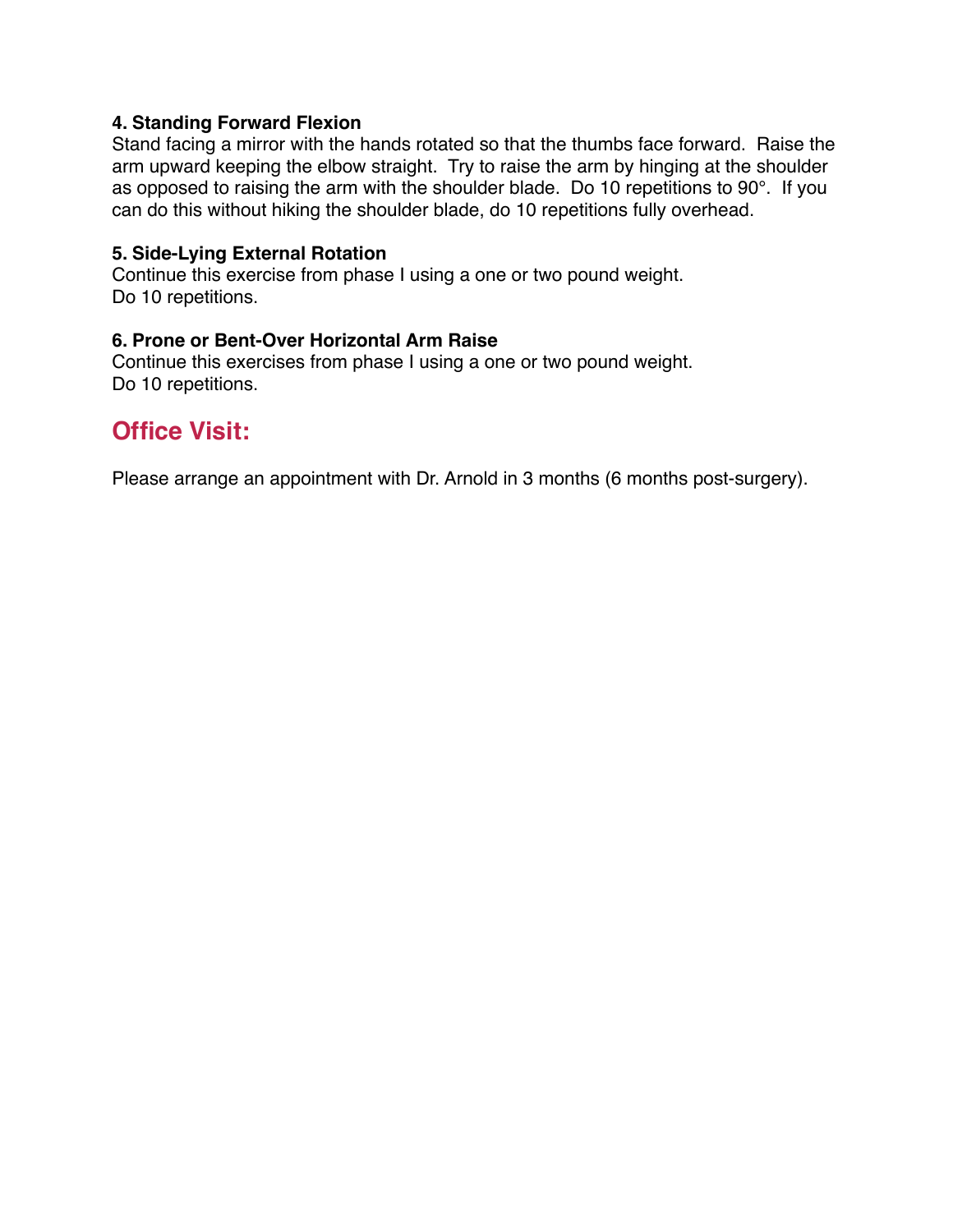**4. Standing Forward Flexion**
Stand facing a mirror with the hands rotated so that the thumbs face forward. Raise the arm upward keeping the elbow straight. Try to raise the arm by hinging at the shoulder as opposed to raising the arm with the shoulder blade. Do 10 repetitions to 90°. If you can do this without hiking the shoulder blade, do 10 repetitions fully overhead.

**5. Side-Lying External Rotation**
Continue this exercise from phase I using a one or two pound weight.
Do 10 repetitions.

**6. Prone or Bent-Over Horizontal Arm Raise**
Continue this exercises from phase I using a one or two pound weight.
Do 10 repetitions.

## Office Visit:

Please arrange an appointment with Dr. Arnold in 3 months (6 months post-surgery).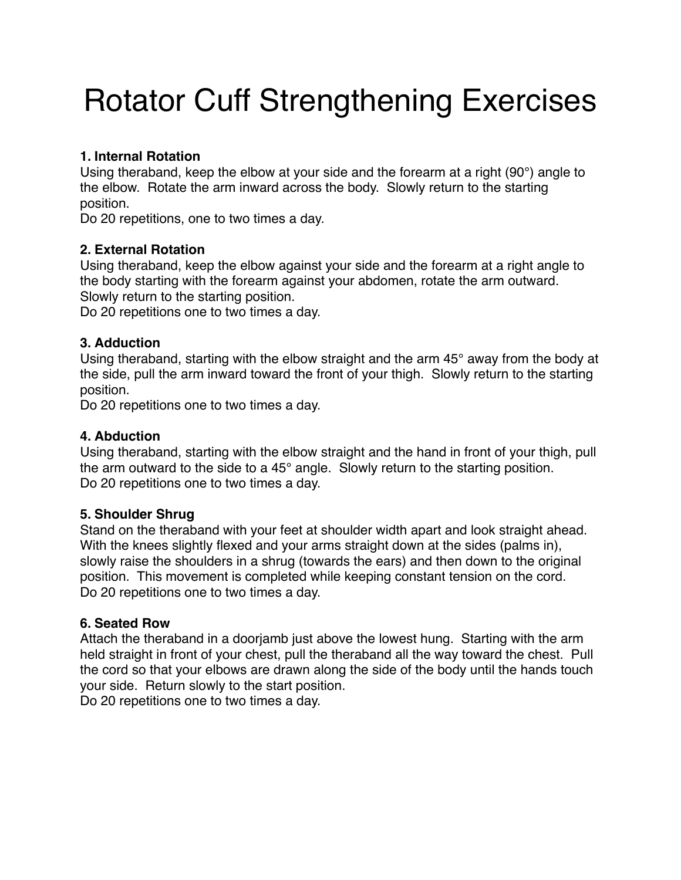# Rotator Cuff Strengthening Exercises

**1. Internal Rotation**
Using theraband, keep the elbow at your side and the forearm at a right (90°) angle to the elbow. Rotate the arm inward across the body. Slowly return to the starting position.
Do 20 repetitions, one to two times a day.

**2. External Rotation**
Using theraband, keep the elbow against your side and the forearm at a right angle to the body starting with the forearm against your abdomen, rotate the arm outward. Slowly return to the starting position.
Do 20 repetitions one to two times a day.

**3. Adduction**
Using theraband, starting with the elbow straight and the arm 45° away from the body at the side, pull the arm inward toward the front of your thigh. Slowly return to the starting position.
Do 20 repetitions one to two times a day.

**4. Abduction**
Using theraband, starting with the elbow straight and the hand in front of your thigh, pull the arm outward to the side to a 45° angle. Slowly return to the starting position.
Do 20 repetitions one to two times a day.

**5. Shoulder Shrug**
Stand on the theraband with your feet at shoulder width apart and look straight ahead. With the knees slightly flexed and your arms straight down at the sides (palms in), slowly raise the shoulders in a shrug (towards the ears) and then down to the original position. This movement is completed while keeping constant tension on the cord.
Do 20 repetitions one to two times a day.

**6. Seated Row**
Attach the theraband in a doorjamb just above the lowest hung. Starting with the arm held straight in front of your chest, pull the theraband all the way toward the chest. Pull the cord so that your elbows are drawn along the side of the body until the hands touch your side. Return slowly to the start position.
Do 20 repetitions one to two times a day.